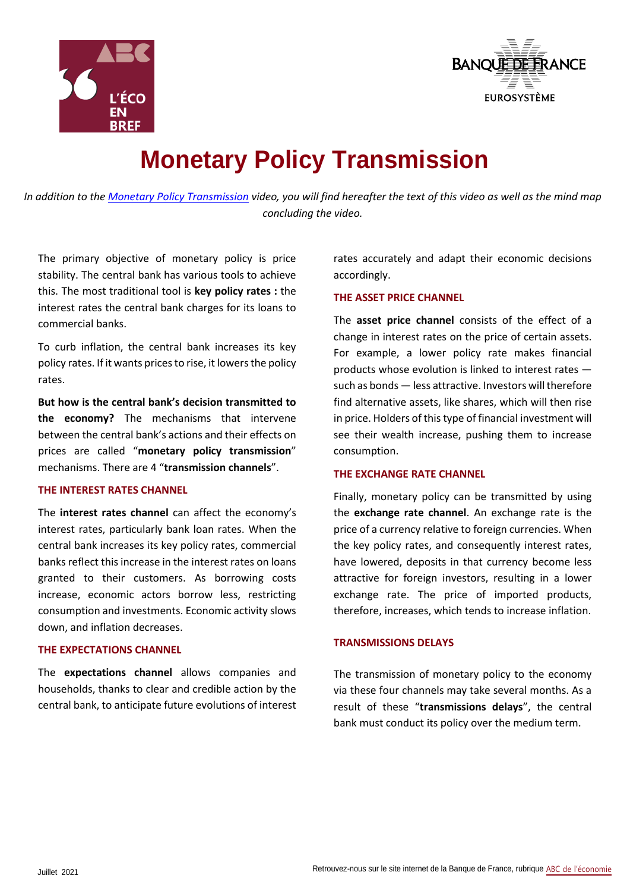# Monetary Policy Transmission

*In addition to the Monetary Policy Transmission video, you will find hereafter the text of this video as well as the mind map concluding the video.*

The primary objective of monetary policy is price stability. The central bank has various tools to achieve this. The most traditional tool is **key policy rates :** the interest rates the central bank charges for its loans to commercial banks.

To curb inflation, the central bank increases its key policy rates. If it wants prices to rise, it lowers the policy rates.

**But how is the central bank's decision transmitted to the economy?** The mechanisms that intervene between the central bank's actions and their effects on prices are called "**monetary policy transmission**" mechanisms. There are 4 "**transmission channels**".

## THE INTEREST RATES CHANNEL

The **interest rates channel** can affect the economy's interest rates, particularly bank loan rates. When the central bank increases its key policy rates, commercial banks reflect this increase in the interest rates on loans granted to their customers. As borrowing costs increase, economic actors borrow less, restricting consumption and investments. Economic activity slows down, and inflation decreases.

## THE EXPECTATIONS CHANNEL

The **expectations channel** allows companies and households, thanks to clear and credible action by the central bank, to anticipate future evolutions of interest rates accurately and adapt their economic decisions accordingly.

## THE ASSET PRICE CHANNEL

The **asset price channel** consists of the effect of a change in interest rates on the price of certain assets. For example, a lower policy rate makes financial products whose evolution is linked to interest rates — such as bonds — less attractive. Investors will therefore find alternative assets, like shares, which will then rise in price. Holders of this type of financial investment will see their wealth increase, pushing them to increase consumption.

## THE EXCHANGE RATE CHANNEL

Finally, monetary policy can be transmitted by using the **exchange rate channel**. An exchange rate is the price of a currency relative to foreign currencies. When the key policy rates, and consequently interest rates, have lowered, deposits in that currency become less attractive for foreign investors, resulting in a lower exchange rate. The price of imported products, therefore, increases, which tends to increase inflation.

## TRANSMISSIONS DELAYS

The transmission of monetary policy to the economy via these four channels may take several months. As a result of these "**transmissions delays**", the central bank must conduct its policy over the medium term.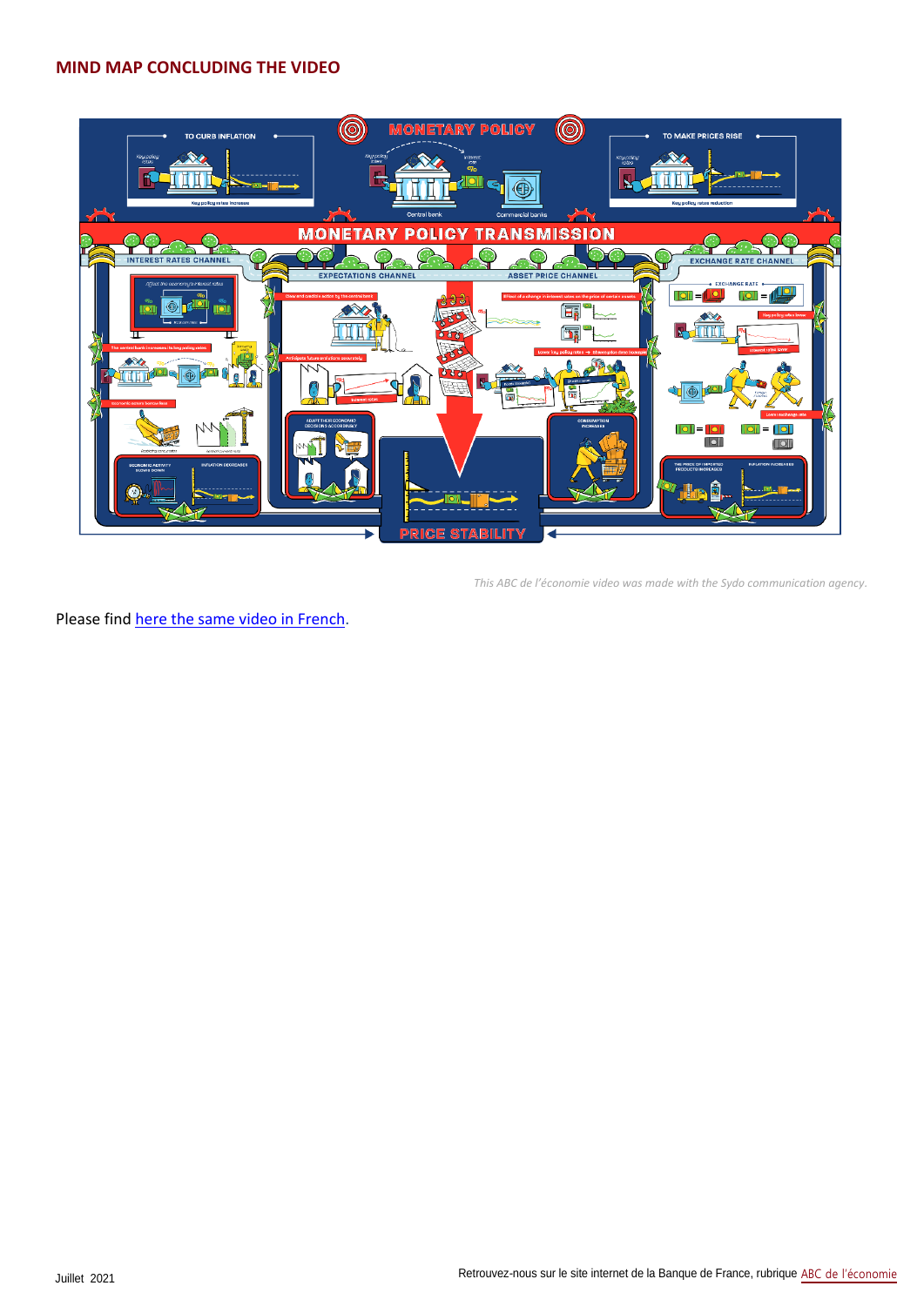## MIND MAP CONCLUDING THE VIDEO

MONETARY POLICY

TO CURB INFLATION

Key policy rates increase

TO MAKE PRICES RISE

Key policy rates reduction

Central bank

Commercial banks

MONETARY POLICY TRANSMISSION

INTEREST RATES CHANNEL

EXPECTATIONS CHANNEL

ASSET PRICE CHANNEL

EXCHANGE RATE CHANNEL

The central bank increases its key policy rates

Economic actors borrow less

ECONOMIC ACTIVITY SLOWS DOWN

INFLATION DECREASES

Clear and credible action by the central bank

ADAPT THEIR ECONOMIC DECISIONS ACCORDINGLY

Effect of a change in interest rates on the price of certain assets

CONSUMPTION INCREASES

EXCHANGE RATE

THE PRICE OF IMPORTED PRODUCTS INCREASES

INFLATION INCREASES

PRICE STABILITY

*This ABC de l'économie video was made with the Sydo communication agency.*

Please find [here the same video in French](#).